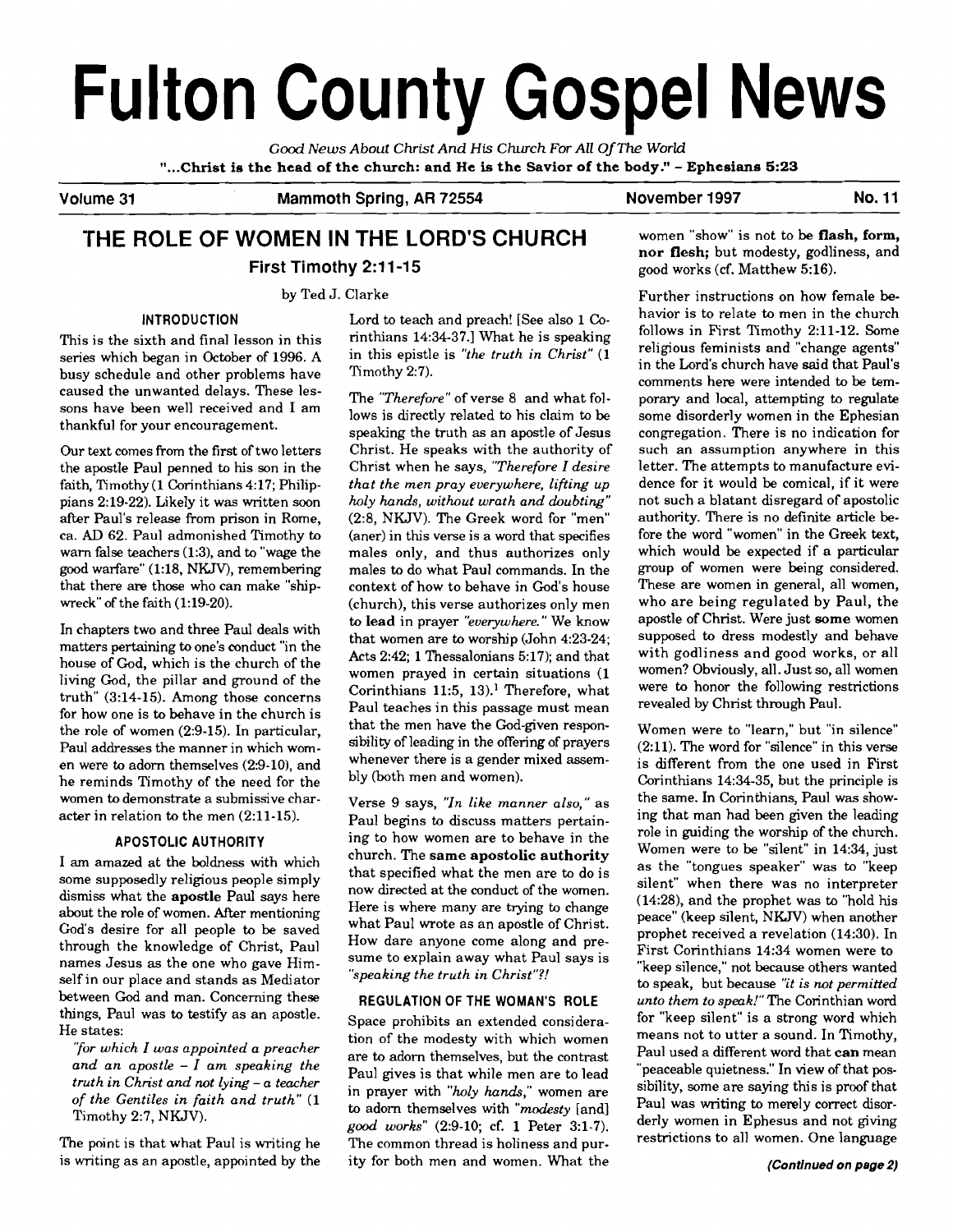# Fulton County Gospel News

*Good News About Christ And His Church For All Of The World*

**"...Christ is the head of the church: and He is the Savior of the body." - Ephesians 5:23**

**Volume 31** | **Mammoth Spring, AR 72554** | **November 1997** | **No. 11**

## THE ROLE OF WOMEN IN THE LORD'S CHURCH

### First Timothy 2:11-15

by Ted J. Clarke

#### INTRODUCTION

This is the sixth and final lesson in this series which began in October of 1996. A busy schedule and other problems have caused the unwanted delays. These lessons have been well received and I am thankful for your encouragement.

Our text comes from the first of two letters the apostle Paul penned to his son in the faith, Timothy (1 Corinthians 4:17; Philippians 2:19-22). Likely it was written soon after Paul's release from prison in Rome, ca. AD 62. Paul admonished Timothy to warn false teachers (1:3), and to "wage the good warfare" (1:18, NKJV), remembering that there are those who can make "shipwreck" of the faith (1:19-20).

In chapters two and three Paul deals with matters pertaining to one's conduct "in the house of God, which is the church of the living God, the pillar and ground of the truth" (3:14-15). Among those concerns for how one is to behave in the church is the role of women (2:9-15). In particular, Paul addresses the manner in which women were to adorn themselves (2:9-10), and he reminds Timothy of the need for the women to demonstrate a submissive character in relation to the men (2:11-15).

#### APOSTOLIC AUTHORITY

I am amazed at the boldness with which some supposedly religious people simply dismiss what the **apostle** Paul says here about the role of women. After mentioning God's desire for all people to be saved through the knowledge of Christ, Paul names Jesus as the one who gave Himself in our place and stands as Mediator between God and man. Concerning these things, Paul was to testify as an apostle. He states:

> *"for which I was appointed a preacher and an apostle – I am speaking the truth in Christ and not lying – a teacher of the Gentiles in faith and truth"* (1 Timothy 2:7, NKJV).

The point is that what Paul is writing he is writing as an apostle, appointed by the Lord to teach and preach! [See also 1 Corinthians 14:34-37.] What he is speaking in this epistle is *"the truth in Christ"* (1 Timothy 2:7).

The *"Therefore"* of verse 8 and what follows is directly related to his claim to be speaking the truth as an apostle of Jesus Christ. He speaks with the authority of Christ when he says, *"Therefore I desire that the men pray everywhere, lifting up holy hands, without wrath and doubting"* (2:8, NKJV). The Greek word for "men" (aner) in this verse is a word that specifies males only, and thus authorizes only males to do what Paul commands. In the context of how to behave in God's house (church), this verse authorizes only men to **lead** in prayer *"everywhere."* We know that women are to worship (John 4:23-24; Acts 2:42; 1 Thessalonians 5:17); and that women prayed in certain situations (1 Corinthians 11:5, 13).[1] Therefore, what Paul teaches in this passage must mean that the men have the God-given responsibility of leading in the offering of prayers whenever there is a gender mixed assembly (both men and women).

Verse 9 says, *"In like manner also,"* as Paul begins to discuss matters pertaining to how women are to behave in the church. The **same apostolic authority** that specified what the men are to do is now directed at the conduct of the women. Here is where many are trying to change what Paul wrote as an apostle of Christ. How dare anyone come along and presume to explain away what Paul says is *"speaking the truth in Christ"?!*

#### REGULATION OF THE WOMAN'S ROLE

Space prohibits an extended consideration of the modesty with which women are to adorn themselves, but the contrast Paul gives is that while men are to lead in prayer with *"holy hands,"* women are to adorn themselves with *"modesty* [and] *good works"* (2:9-10; cf. 1 Peter 3:1-7). The common thread is holiness and purity for both men and women. What the women "show" is not to be **flash, form, nor flesh;** but modesty, godliness, and good works (cf. Matthew 5:16).

Further instructions on how female behavior is to relate to men in the church follows in First Timothy 2:11-12. Some religious feminists and "change agents" in the Lord's church have said that Paul's comments here were intended to be temporary and local, attempting to regulate some disorderly women in the Ephesian congregation. There is no indication for such an assumption anywhere in this letter. The attempts to manufacture evidence for it would be comical, if it were not such a blatant disregard of apostolic authority. There is no definite article before the word "women" in the Greek text, which would be expected if a particular group of women were being considered. These are women in general, all women, who are being regulated by Paul, the apostle of Christ. Were just **some** women supposed to dress modestly and behave with godliness and good works, or all women? Obviously, all. Just so, all women were to honor the following restrictions revealed by Christ through Paul.

Women were to "learn," but "in silence" (2:11). The word for "silence" in this verse is different from the one used in First Corinthians 14:34-35, but the principle is the same. In Corinthians, Paul was showing that man had been given the leading role in guiding the worship of the church. Women were to be "silent" in 14:34, just as the "tongues speaker" was to "keep silent" when there was no interpreter (14:28), and the prophet was to "hold his peace" (keep silent, NKJV) when another prophet received a revelation (14:30). In First Corinthians 14:34 women were to "keep silence," not because others wanted to speak, but because *"it is not permitted unto them to speak!"* The Corinthian word for "keep silent" is a strong word which means not to utter a sound. In Timothy, Paul used a different word that **can** mean "peaceable quietness." In view of that possibility, some are saying this is proof that Paul was writing to merely correct disorderly women in Ephesus and not giving restrictions to all women. One language

***(Continued on page 2)***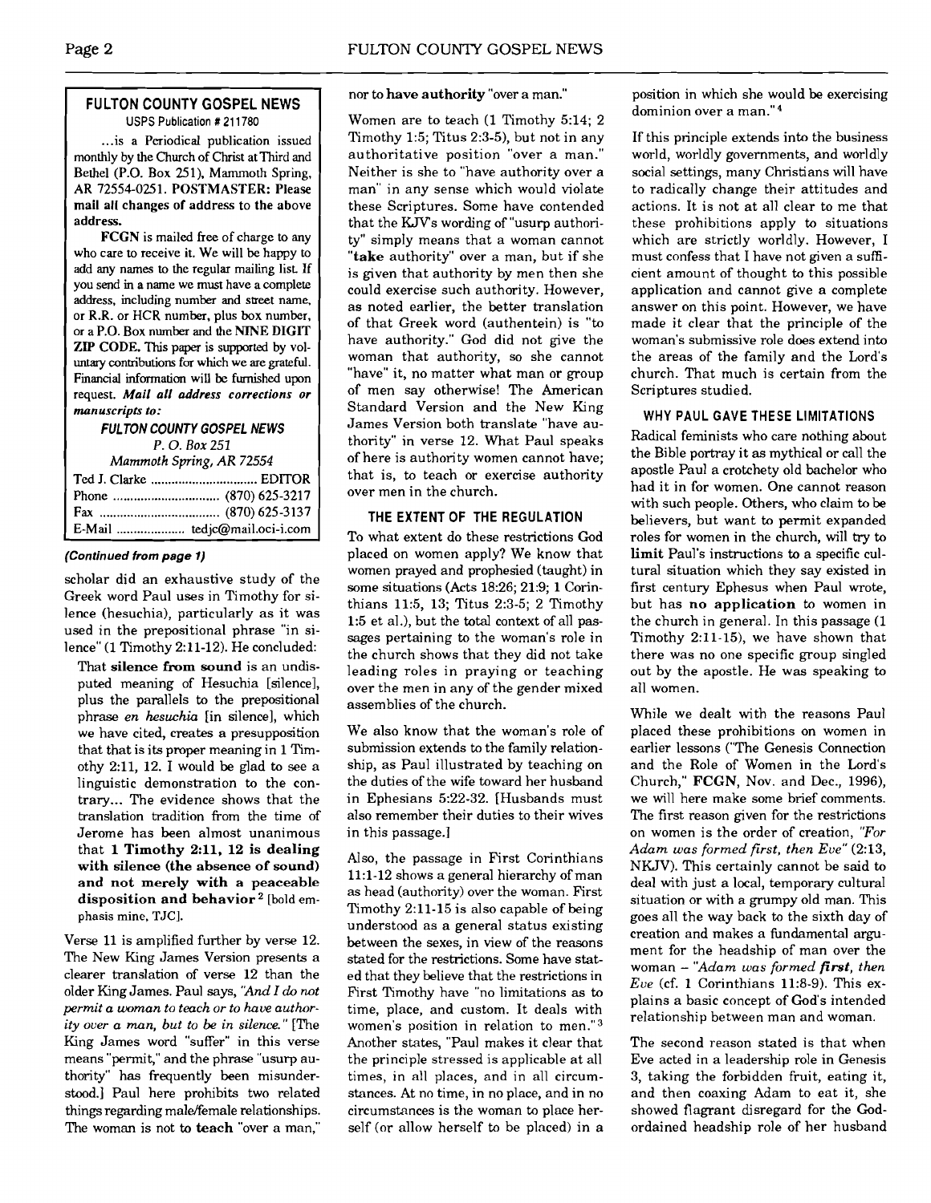## FULTON COUNTY GOSPEL NEWS

USPS Publication # 211780

...is a Periodical publication issued monthly by the Church of Christ at Third and Bethel (P.O. Box 251), Mammoth Spring, AR 72554-0251. **POSTMASTER: Please mail all changes of address to the above address.**

**FCGN** is mailed free of charge to any who care to receive it. We will be happy to add any names to the regular mailing list. If you send in a name we must have a complete address, including number and street name, or R.R. or HCR number, plus box number, or a P.O. Box number and the **NINE DIGIT ZIP CODE.** This paper is supported by voluntary contributions for which we are grateful. Financial information will be furnished upon request. ***Mail all address corrections or manuscripts to:***

***FULTON COUNTY GOSPEL NEWS***
*P. O. Box 251*
*Mammoth Spring, AR 72554*

| | |
|---|---|
| Ted J. Clarke | EDITOR |
| Phone | (870) 625-3217 |
| Fax | (870) 625-3137 |
| E-Mail | tedjc@mail.oci-i.com |

***(Continued from page 1)***

scholar did an exhaustive study of the Greek word Paul uses in Timothy for silence (hesuchia), particularly as it was used in the prepositional phrase "in silence" (1 Timothy 2:11-12). He concluded:

> That **silence from sound** is an undisputed meaning of Hesuchia [silence], plus the parallels to the prepositional phrase *en hesuchia* [in silence], which we have cited, creates a presupposition that that is its proper meaning in 1 Timothy 2:11, 12. I would be glad to see a linguistic demonstration to the contrary... The evidence shows that the translation tradition from the time of Jerome has been almost unanimous that **1 Timothy 2:11, 12 is dealing with silence (the absence of sound) and not merely with a peaceable disposition and behavior**[2] [bold emphasis mine, TJC].

Verse 11 is amplified further by verse 12. The New King James Version presents a clearer translation of verse 12 than the older King James. Paul says, *"And I do not permit a woman to teach or to have authority over a man, but to be in silence."* [The King James word "suffer" in this verse means "permit," and the phrase "usurp authority" has frequently been misunderstood.] Paul here prohibits two related things regarding male/female relationships. The woman is not to **teach** "over a man," nor to **have authority** "over a man."

Women are to teach (1 Timothy 5:14; 2 Timothy 1:5; Titus 2:3-5), but not in any authoritative position "over a man." Neither is she to "have authority over a man" in any sense which would violate these Scriptures. Some have contended that the KJV's wording of "usurp authority" simply means that a woman cannot "**take** authority" over a man, but if she is given that authority by men then she could exercise such authority. However, as noted earlier, the better translation of that Greek word (authentein) is "to have authority." God did not give the woman that authority, so she cannot "have" it, no matter what man or group of men say otherwise! The American Standard Version and the New King James Version both translate "have authority" in verse 12. What Paul speaks of here is authority women cannot have; that is, to teach or exercise authority over men in the church.

### THE EXTENT OF THE REGULATION

To what extent do these restrictions God placed on women apply? We know that women prayed and prophesied (taught) in some situations (Acts 18:26; 21:9; 1 Corinthians 11:5, 13; Titus 2:3-5; 2 Timothy 1:5 et al.), but the total context of all passages pertaining to the woman's role in the church shows that they did not take leading roles in praying or teaching over the men in any of the gender mixed assemblies of the church.

We also know that the woman's role of submission extends to the family relationship, as Paul illustrated by teaching on the duties of the wife toward her husband in Ephesians 5:22-32. [Husbands must also remember their duties to their wives in this passage.]

Also, the passage in First Corinthians 11:1-12 shows a general hierarchy of man as head (authority) over the woman. First Timothy 2:11-15 is also capable of being understood as a general status existing between the sexes, in view of the reasons stated for the restrictions. Some have stated that they believe that the restrictions in First Timothy have "no limitations as to time, place, and custom. It deals with women's position in relation to men."[3] Another states, "Paul makes it clear that the principle stressed is applicable at all times, in all places, and in all circumstances. At no time, in no place, and in no circumstances is the woman to place herself (or allow herself to be placed) in a position in which she would be exercising dominion over a man."[4]

If this principle extends into the business world, worldly governments, and worldly social settings, many Christians will have to radically change their attitudes and actions. It is not at all clear to me that these prohibitions apply to situations which are strictly worldly. However, I must confess that I have not given a sufficient amount of thought to this possible application and cannot give a complete answer on this point. However, we have made it clear that the principle of the woman's submissive role does extend into the areas of the family and the Lord's church. That much is certain from the Scriptures studied.

### WHY PAUL GAVE THESE LIMITATIONS

Radical feminists who care nothing about the Bible portray it as mythical or call the apostle Paul a crotchety old bachelor who had it in for women. One cannot reason with such people. Others, who claim to be believers, but want to permit expanded roles for women in the church, will try to **limit** Paul's instructions to a specific cultural situation which they say existed in first century Ephesus when Paul wrote, but has **no application** to women in the church in general. In this passage (1 Timothy 2:11-15), we have shown that there was no one specific group singled out by the apostle. He was speaking to all women.

While we dealt with the reasons Paul placed these prohibitions on women in earlier lessons ("The Genesis Connection and the Role of Women in the Lord's Church," **FCGN**, Nov. and Dec., 1996), we will here make some brief comments. The first reason given for the restrictions on women is the order of creation, *"For Adam was formed first, then Eve"* (2:13, NKJV). This certainly cannot be said to deal with just a local, temporary cultural situation or with a grumpy old man. This goes all the way back to the sixth day of creation and makes a fundamental argument for the headship of man over the woman – *"Adam was formed **first**, then Eve"* (cf. 1 Corinthians 11:8-9). This explains a basic concept of God's intended relationship between man and woman.

The second reason stated is that when Eve acted in a leadership role in Genesis 3, taking the forbidden fruit, eating it, and then coaxing Adam to eat it, she showed flagrant disregard for the God-ordained headship role of her husband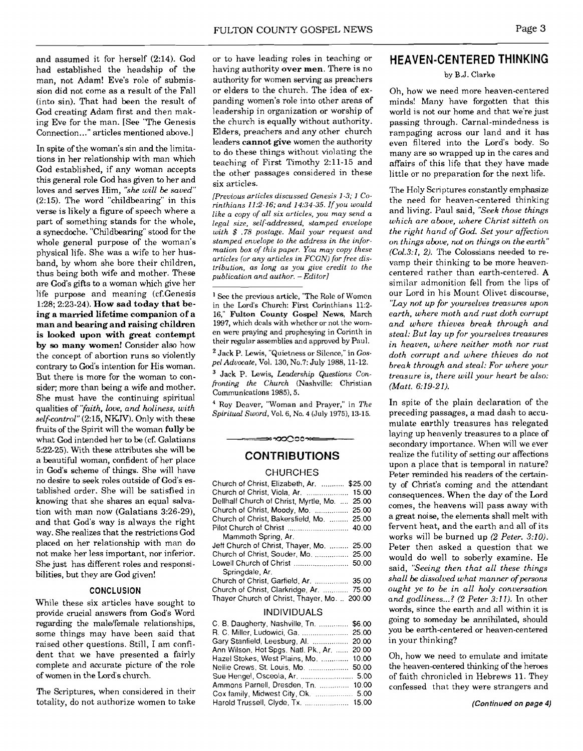and assumed it for herself (2:14). God had established the headship of the man, not Adam! Eve's role of submission did not come as a result of the Fall (into sin). That had been the result of God creating Adam first and then making Eve for the man. [See "The Genesis Connection..." articles mentioned above.]

In spite of the woman's sin and the limitations in her relationship with man which God established, if any woman accepts this general role God has given to her and loves and serves Him, *"she will be saved"* (2:15). The word "childbearing" in this verse is likely a figure of speech where a part of something stands for the whole, a synecdoche. "Childbearing" stood for the whole general purpose of the woman's physical life. She was a wife to her husband, by whom she bore their children, thus being both wife and mother. These are God's gifts to a woman which give her life purpose and meaning (cf.Genesis 1:28; 2:23-24). **How sad today that being a married lifetime companion of a man and bearing and raising children is looked upon with great contempt by so many women!** Consider also how the concept of abortion runs so violently contrary to God's intention for His woman. But there is more for the woman to consider; more than being a wife and mother. She must have the continuing spiritual qualities of *"faith, love, and holiness, with self-control"* (2:15, NKJV). Only with these fruits of the Spirit will the woman **fully** be what God intended her to be (cf. Galatians 5:22-25). With these attributes she will be a beautiful woman, confident of her place in God's scheme of things. She will have no desire to seek roles outside of God's established order. She will be satisfied in knowing that she shares an equal salvation with man now (Galatians 3:26-29), and that God's way is always the right way. She realizes that the restrictions God placed on her relationship with man do not make her less important, nor inferior. She just has different roles and responsibilities, but they are God given!

#### CONCLUSION

While these six articles have sought to provide crucial answers from God's Word regarding the male/female relationships, some things may have been said that raised other questions. Still, I am confident that we have presented a fairly complete and accurate picture of the role of women in the Lord's church.

The Scriptures, when considered in their totality, do not authorize women to take or to have leading roles in teaching or having authority **over men**. There is no authority for women serving as preachers or elders to the church. The idea of expanding women's role into other areas of leadership in organization or worship of the church is equally without authority. Elders, preachers and any other church leaders **cannot give** women the authority to do these things without violating the teaching of First Timothy 2:11-15 and the other passages considered in these six articles.

*[Previous articles discussed Genesis 1-3; 1 Corinthians 11:2-16; and 14:34-35. If you would like a copy of all six articles, you may send a legal size, self-addressed, stamped envelope with $ .78 postage. Mail your request and stamped envelope to the address in the information box of this paper. You may copy these articles (or any articles in FCGN) for free distribution, as long as you give credit to the publication and author. – Editor]*

[1] See the previous article, "The Role of Women in the Lord's Church: First Corinthians 11:2-16," **Fulton County Gospel News**, March 1997, which deals with whether or not the women were praying and prophesying in Corinth in their regular assemblies and approved by Paul.

[2] Jack P. Lewis, "Quietness or Silence," in *Gospel Advocate*, Vol. 130, No.7: July 1988, 11-12.

[3] Jack P. Lewis, *Leadership Questions Confronting the Church* (Nashville: Christian Communications 1985), 5.

[4] Roy Deaver, "Woman and Prayer," in *The Spiritual Sword*, Vol. 6, No. 4 (July 1975), 13-15.

## CONTRIBUTIONS

### CHURCHES

| | |
|---|---|
| Church of Christ, Elizabeth, Ar. | $25.00 |
| Church of Christ, Viola, Ar. | 15.00 |
| Dellhalf Church of Christ, Myrtle, Mo. | 25.00 |
| Church of Christ, Moody, Mo. | 25.00 |
| Church of Christ, Bakersfield, Mo. | 25.00 |
| Pilot Church of Christ Mammoth Spring, Ar. | 40.00 |
| Jeff Church of Christ, Thayer, Mo. | 25.00 |
| Church of Christ, Souder, Mo. | 25.00 |
| Lowell Church of Christ Springdale, Ar. | 50.00 |
| Church of Christ, Garfield, Ar. | 35.00 |
| Church of Christ, Clarkridge, Ar. | 75.00 |
| Thayer Church of Christ, Thayer, Mo. | 200.00 |

### INDIVIDUALS

| | |
|---|---|
| C. B. Daugherty, Nashville, Tn. | $6.00 |
| R. C. Miller, Ludowici, Ga. | 25.00 |
| Gary Stanfield, Leesburg, Al. | 20.00 |
| Ann Wilson, Hot Spgs. Natl. Pk., Ar. | 20.00 |
| Hazel Stokes, West Plains, Mo. | 10.00 |
| Nellie Crews, St. Louis, Mo. | 50.00 |
| Sue Hengel, Osceola, Ar. | 5.00 |
| Ammons Parnell, Dresden, Tn. | 10.00 |
| Cox family, Midwest City, Ok. | 5.00 |
| Harold Trussell, Clyde, Tx. | 15.00 |

## HEAVEN-CENTERED THINKING

by B.J. Clarke

Oh, how we need more heaven-centered minds! Many have forgotten that this world is not our home and that we're just passing through. Carnal-mindedness is rampaging across our land and it has even filtered into the Lord's body. So many are so wrapped up in the cares and affairs of this life that they have made little or no preparation for the next life.

The Holy Scriptures constantly emphasize the need for heaven-centered thinking and living. Paul said, *"Seek those things which are above, where Christ sitteth on the right hand of God. Set your affection on things above, not on things on the earth" (Col.3:1, 2).* The Colossians needed to revamp their thinking to be more heaven-centered rather than earth-centered. A similar admonition fell from the lips of our Lord in his Mount Olivet discourse, *"Lay not up for yourselves treasures upon earth, where moth and rust doth corrupt and where thieves break through and steal: But lay up for yourselves treasures in heaven, where neither moth nor rust doth corrupt and where thieves do not break through and steal: For where your treasure is, there will your heart be also: (Matt. 6:19-21).*

In spite of the plain declaration of the preceding passages, a mad dash to accumulate earthly treasures has relegated laying up heavenly treasures to a place of secondary importance. When will we ever realize the futility of setting our affections upon a place that is temporal in nature? Peter reminded his readers of the certainty of Christ's coming and the attendant consequences. When the day of the Lord comes, the heavens will pass away with a great noise, the elements shall melt with fervent heat, and the earth and all of its works will be burned up *(2 Peter. 3:10).* Peter then asked a question that we would do well to soberly examine. He said, *"Seeing then that all these things shall be dissolved what manner of persons ought ye to be in all holy conversation and godliness...? (2 Peter 3:11).* In other words, since the earth and all within it is going to someday be annihilated, should you be earth-centered or heaven-centered in your thinking?

Oh, how we need to emulate and imitate the heaven-centered thinking of the heroes of faith chronicled in Hebrews 11. They confessed that they were strangers and

***(Continued on page 4)***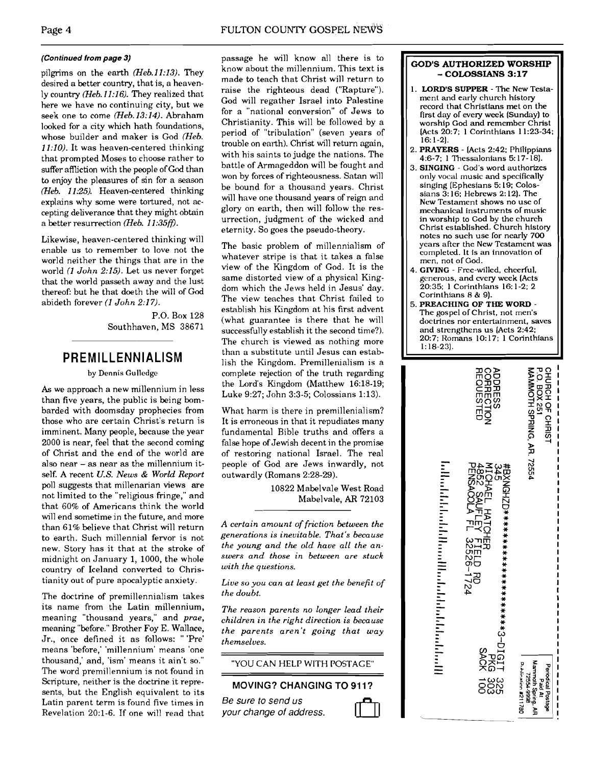*(Continued from page 3)*

pilgrims on the earth *(Heb.11:13)*. They desired a better country, that is, a heavenly country *(Heb.11:16)*. They realized that here we have no continuing city, but we seek one to come *(Heb.13:14)*. Abraham looked for a city which hath foundations, whose builder and maker is God *(Heb. 11:10)*. It was heaven-centered thinking that prompted Moses to choose rather to suffer affliction with the people of God than to enjoy the pleasures of sin for a season *(Heb. 11:25)*. Heaven-centered thinking explains why some were tortured, not accepting deliverance that they might obtain a better resurrection *(Heb. 11:35ff)*.

Likewise, heaven-centered thinking will enable us to remember to love not the world neither the things that are in the world *(1 John 2:15)*. Let us never forget that the world passeth away and the lust thereof: but he that doeth the will of God abideth forever *(1 John 2:17)*.

P.O. Box 128
Southhaven, MS 38671

## PREMILLENNIALISM

by Dennis Gulledge

As we approach a new millennium in less than five years, the public is being bombarded with doomsday prophecies from those who are certain Christ's return is imminent. Many people, because the year 2000 is near, feel that the second coming of Christ and the end of the world are also near – as near as the millennium itself. A recent *U.S. News & World Report* poll suggests that millenarian views are not limited to the "religious fringe," and that 60% of Americans think the world will end sometime in the future, and more than 61% believe that Christ will return to earth. Such millennial fervor is not new. Story has it that at the stroke of midnight on January 1, 1000, the whole country of Iceland converted to Christianity out of pure apocalyptic anxiety.

The doctrine of premillennialism takes its name from the Latin millennium, meaning "thousand years," and *prae*, meaning "before." Brother Foy E. Wallace, Jr., once defined it as follows: " 'Pre' means 'before,' 'millennium' means 'one thousand,' and, 'ism' means it ain't so." The word premillennium is not found in Scripture, neither is the doctrine it represents, but the English equivalent to its Latin parent term is found five times in Revelation 20:1-6. If one will read that passage he will know all there is to know about the millennium. This text is made to teach that Christ will return to raise the righteous dead ("Rapture"). God will regather Israel into Palestine for a "national conversion" of Jews to Christianity. This will be followed by a period of "tribulation" (seven years of trouble on earth). Christ will return again, with his saints to judge the nations. The battle of Armageddon will be fought and won by forces of righteousness. Satan will be bound for a thousand years. Christ will have one thousand years of reign and glory on earth, then will follow the resurrection, judgment of the wicked and eternity. So goes the pseudo-theory.

The basic problem of millennialism of whatever stripe is that it takes a false view of the Kingdom of God. It is the same distorted view of a physical Kingdom which the Jews held in Jesus' day. The view teaches that Christ failed to establish his Kingdom at his first advent (what guarantee is there that he will successfully establish it the second time?). The church is viewed as nothing more than a substitute until Jesus can establish the Kingdom. Premillenialism is a complete rejection of the truth regarding the Lord's Kingdom (Matthew 16:18-19; Luke 9:27; John 3:3-5; Colossians 1:13).

What harm is there in premillenialism? It is erroneous in that it repudiates many fundamental Bible truths and offers a false hope of Jewish decent in the promise of restoring national Israel. The real people of God are Jews inwardly, not outwardly (Romans 2:28-29).

10822 Mabelvale West Road
Mabelvale, AR 72103

*A certain amount of friction between the generations is inevitable. That's because the young and the old have all the answers and those in between are stuck with the questions.*

*Live so you can at least get the benefit of the doubt.*

*The reason parents no longer lead their children in the right direction is because the parents aren't going that way themselves.*

"YOU CAN HELP WITH POSTAGE"

**MOVING? CHANGING TO 911?**

*Be sure to send us your change of address.*

**GOD'S AUTHORIZED WORSHIP - COLOSSIANS 3:17**

1. **LORD'S SUPPER** - The New Testament and early church history record that Christians met on the first day of every week (Sunday) to worship God and remember Christ (Acts 20:7; 1 Corinthians 11:23-34; 16:1-2).
2. **PRAYERS** - (Acts 2:42; Philippians 4:6-7; 1 Thessalonians 5:17-18).
3. **SINGING** - God's word authorizes only vocal music and specifically singing (Ephesians 5:19; Colossians 3:16; Hebrews 2:12). The New Testament shows no use of mechanical instruments of music in worship to God by the church Christ established. Church history notes no such use for nearly 700 years after the New Testament was completed. It is an innovation of men, not of God.
4. **GIVING** - Free-willed, cheerful, generous, and every week (Acts 20:35; 1 Corinthians 16:1-2; 2 Corinthians 8 & 9).
5. **PREACHING OF THE WORD** - The gospel of Christ, not men's doctrines nor entertainment, saves and strengthens us (Acts 2:42; 20:7; Romans 10:17; 1 Corinthians 1:18-23).

CHURCH OF CHRIST
P.O. BOX 251
MAMMOTH SPRING, AR. 72554

ADDRESS CORRECTION REQUESTED

Periodical Postage Paid At Mammoth Spring, AR 72554-9998 Publication #211780

#BXNGHZD*********************3-DIGIT 325
345 PKG 303
MICHAEL HATCHER SACK 100
4852 SAUFLEY FIELD RD
PENSACOLA FL 32526-1724